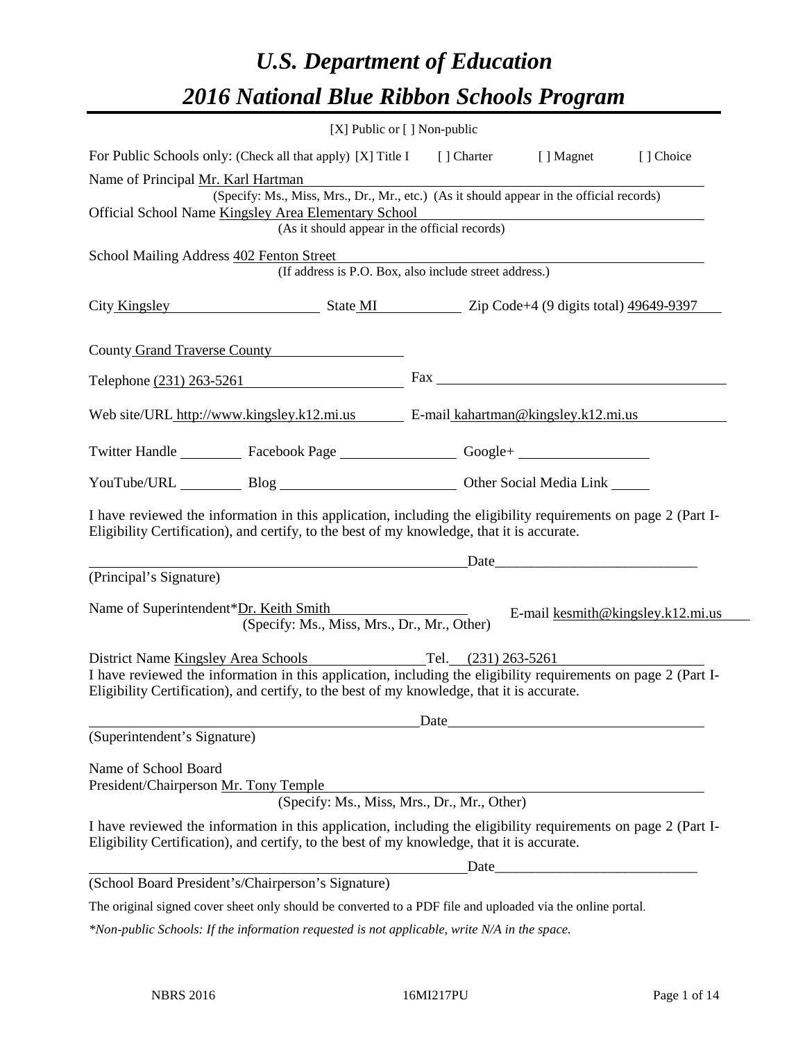# *U.S. Department of Education*

# *2016 National Blue Ribbon Schools Program*

[X] Public or [ ] Non-public

For Public Schools only: (Check all that apply) [X] Title I [ ] Charter [ ] Magnet [ ] Choice

Name of Principal Mr. Karl Hartman

(Specify: Ms., Miss, Mrs., Dr., Mr., etc.) (As it should appear in the official records)

Official School Name Kingsley Area Elementary School

(As it should appear in the official records)

School Mailing Address 402 Fenton Street

(If address is P.O. Box, also include street address.)

City Kingsley State MI Zip Code+4 (9 digits total) 49649-9397

County Grand Traverse County

Telephone (231) 263-5261 Fax

Web site/URL http://www.kingsley.k12.mi.us E-mail kahartman@kingsley.k12.mi.us

Twitter Handle Facebook Page Google+

YouTube/URL Blog Other Social Media Link

I have reviewed the information in this application, including the eligibility requirements on page 2 (Part I-Eligibility Certification), and certify, to the best of my knowledge, that it is accurate.

Date____________________________

(Principal's Signature)

Name of Superintendent* Dr. Keith Smith E-mail kesmith@kingsley.k12.mi.us

(Specify: Ms., Miss, Mrs., Dr., Mr., Other)

District Name Kingsley Area Schools Tel. (231) 263-5261

I have reviewed the information in this application, including the eligibility requirements on page 2 (Part I-Eligibility Certification), and certify, to the best of my knowledge, that it is accurate.

Date

(Superintendent's Signature)

Name of School Board President/Chairperson Mr. Tony Temple

(Specify: Ms., Miss, Mrs., Dr., Mr., Other)

I have reviewed the information in this application, including the eligibility requirements on page 2 (Part I-Eligibility Certification), and certify, to the best of my knowledge, that it is accurate.

Date____________________________

(School Board President's/Chairperson's Signature)

The original signed cover sheet only should be converted to a PDF file and uploaded via the online portal.

*\*Non-public Schools: If the information requested is not applicable, write N/A in the space.*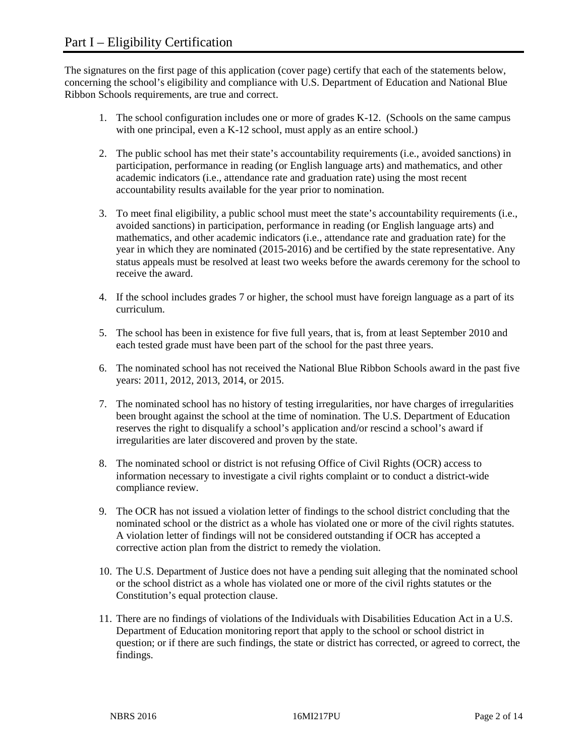# Part I – Eligibility Certification

The signatures on the first page of this application (cover page) certify that each of the statements below, concerning the school's eligibility and compliance with U.S. Department of Education and National Blue Ribbon Schools requirements, are true and correct.

1. The school configuration includes one or more of grades K-12. (Schools on the same campus with one principal, even a K-12 school, must apply as an entire school.)

2. The public school has met their state's accountability requirements (i.e., avoided sanctions) in participation, performance in reading (or English language arts) and mathematics, and other academic indicators (i.e., attendance rate and graduation rate) using the most recent accountability results available for the year prior to nomination.

3. To meet final eligibility, a public school must meet the state's accountability requirements (i.e., avoided sanctions) in participation, performance in reading (or English language arts) and mathematics, and other academic indicators (i.e., attendance rate and graduation rate) for the year in which they are nominated (2015-2016) and be certified by the state representative. Any status appeals must be resolved at least two weeks before the awards ceremony for the school to receive the award.

4. If the school includes grades 7 or higher, the school must have foreign language as a part of its curriculum.

5. The school has been in existence for five full years, that is, from at least September 2010 and each tested grade must have been part of the school for the past three years.

6. The nominated school has not received the National Blue Ribbon Schools award in the past five years: 2011, 2012, 2013, 2014, or 2015.

7. The nominated school has no history of testing irregularities, nor have charges of irregularities been brought against the school at the time of nomination. The U.S. Department of Education reserves the right to disqualify a school's application and/or rescind a school's award if irregularities are later discovered and proven by the state.

8. The nominated school or district is not refusing Office of Civil Rights (OCR) access to information necessary to investigate a civil rights complaint or to conduct a district-wide compliance review.

9. The OCR has not issued a violation letter of findings to the school district concluding that the nominated school or the district as a whole has violated one or more of the civil rights statutes. A violation letter of findings will not be considered outstanding if OCR has accepted a corrective action plan from the district to remedy the violation.

10. The U.S. Department of Justice does not have a pending suit alleging that the nominated school or the school district as a whole has violated one or more of the civil rights statutes or the Constitution's equal protection clause.

11. There are no findings of violations of the Individuals with Disabilities Education Act in a U.S. Department of Education monitoring report that apply to the school or school district in question; or if there are such findings, the state or district has corrected, or agreed to correct, the findings.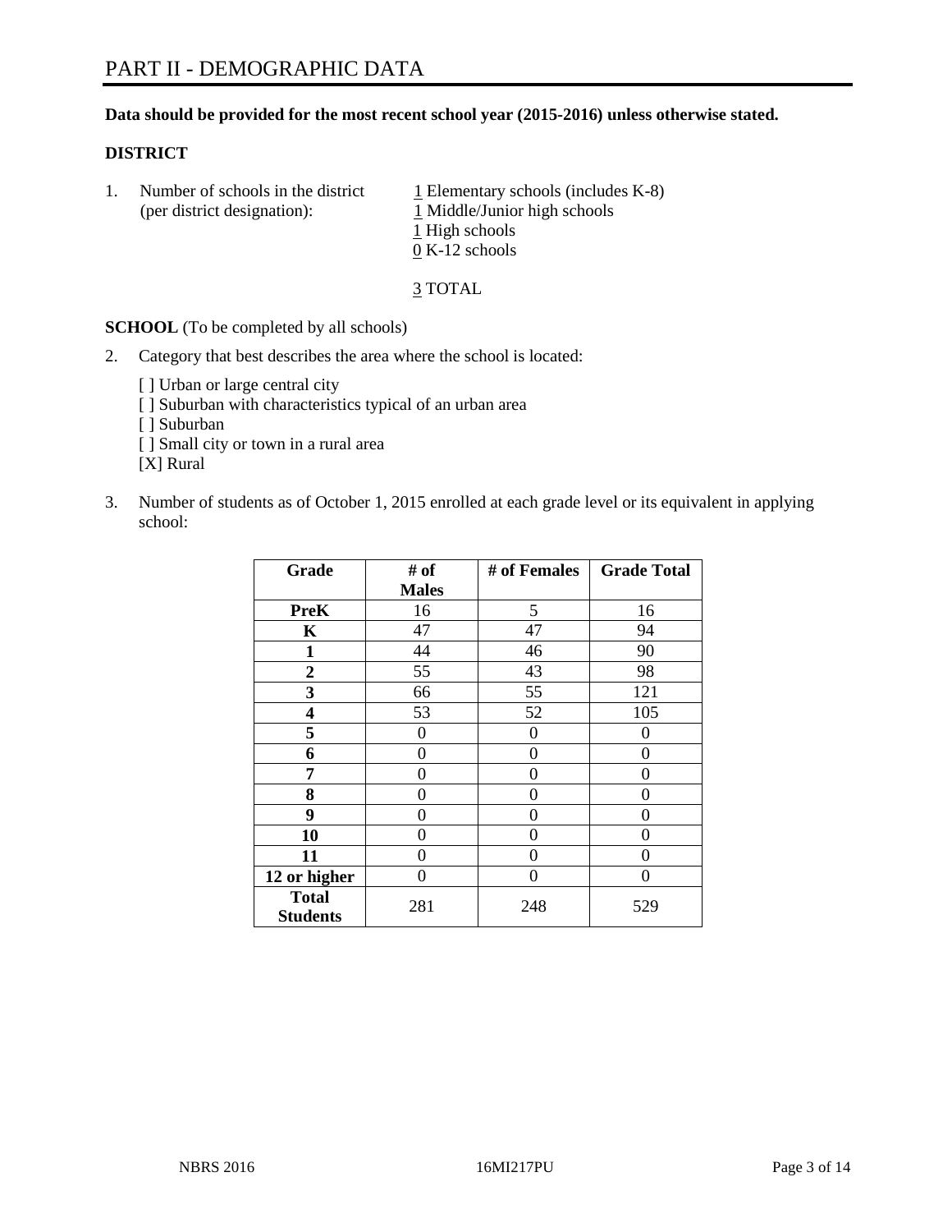# PART II - DEMOGRAPHIC DATA

**Data should be provided for the most recent school year (2015-2016) unless otherwise stated.**

**DISTRICT**

1. Number of schools in the district (per district designation):
   1 Elementary schools (includes K-8)
   1 Middle/Junior high schools
   1 High schools
   0 K-12 schools

   3 TOTAL

**SCHOOL** (To be completed by all schools)

2. Category that best describes the area where the school is located:

   [ ] Urban or large central city
   [ ] Suburban with characteristics typical of an urban area
   [ ] Suburban
   [ ] Small city or town in a rural area
   [X] Rural

3. Number of students as of October 1, 2015 enrolled at each grade level or its equivalent in applying school:

| Grade | # of Males | # of Females | Grade Total |
|---|---|---|---|
| **PreK** | 16 | 5 | 16 |
| **K** | 47 | 47 | 94 |
| **1** | 44 | 46 | 90 |
| **2** | 55 | 43 | 98 |
| **3** | 66 | 55 | 121 |
| **4** | 53 | 52 | 105 |
| **5** | 0 | 0 | 0 |
| **6** | 0 | 0 | 0 |
| **7** | 0 | 0 | 0 |
| **8** | 0 | 0 | 0 |
| **9** | 0 | 0 | 0 |
| **10** | 0 | 0 | 0 |
| **11** | 0 | 0 | 0 |
| **12 or higher** | 0 | 0 | 0 |
| **Total Students** | 281 | 248 | 529 |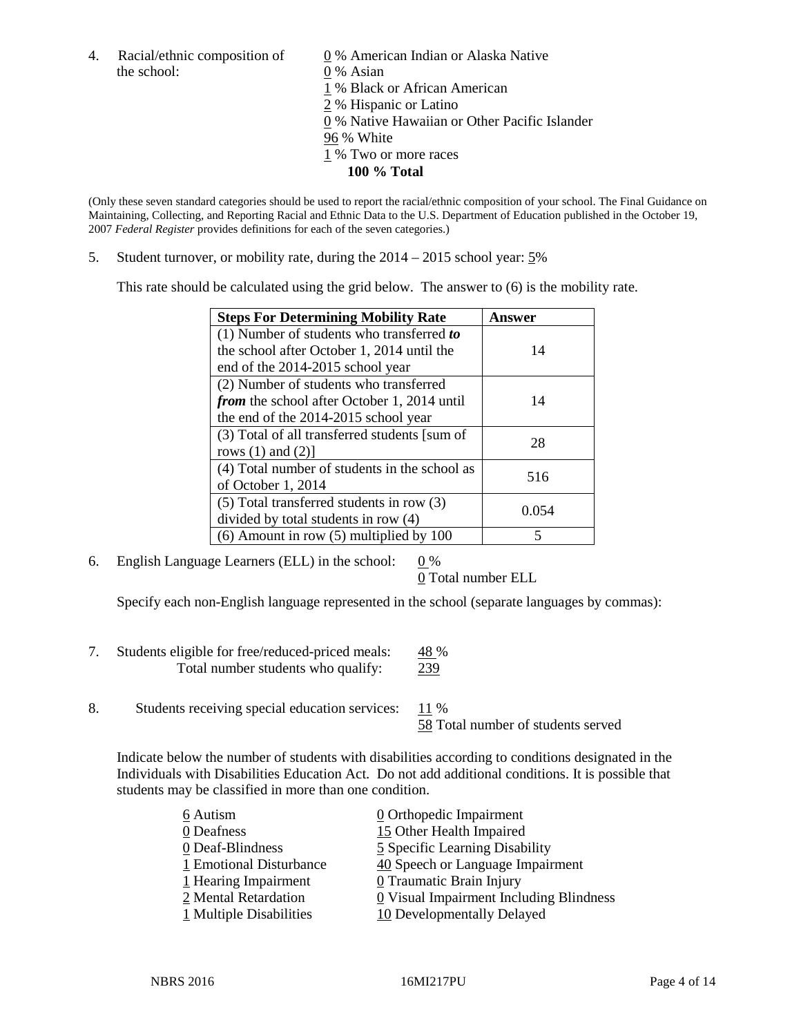4. Racial/ethnic composition of the school:

0 % American Indian or Alaska Native
0 % Asian
1 % Black or African American
2 % Hispanic or Latino
0 % Native Hawaiian or Other Pacific Islander
96 % White
1 % Two or more races
**100 % Total**

(Only these seven standard categories should be used to report the racial/ethnic composition of your school. The Final Guidance on Maintaining, Collecting, and Reporting Racial and Ethnic Data to the U.S. Department of Education published in the October 19, 2007 *Federal Register* provides definitions for each of the seven categories.)

5. Student turnover, or mobility rate, during the 2014 – 2015 school year: 5%

This rate should be calculated using the grid below. The answer to (6) is the mobility rate.

| **Steps For Determining Mobility Rate** | **Answer** |
|---|---|
| (1) Number of students who transferred ***to*** the school after October 1, 2014 until the end of the 2014-2015 school year | 14 |
| (2) Number of students who transferred ***from*** the school after October 1, 2014 until the end of the 2014-2015 school year | 14 |
| (3) Total of all transferred students [sum of rows (1) and (2)] | 28 |
| (4) Total number of students in the school as of October 1, 2014 | 516 |
| (5) Total transferred students in row (3) divided by total students in row (4) | 0.054 |
| (6) Amount in row (5) multiplied by 100 | 5 |

6. English Language Learners (ELL) in the school: 0 %
0 Total number ELL

Specify each non-English language represented in the school (separate languages by commas):

7. Students eligible for free/reduced-priced meals: 48 %
Total number students who qualify: 239

8. Students receiving special education services: 11 %
58 Total number of students served

Indicate below the number of students with disabilities according to conditions designated in the Individuals with Disabilities Education Act. Do not add additional conditions. It is possible that students may be classified in more than one condition.

6 Autism
0 Deafness
0 Deaf-Blindness
1 Emotional Disturbance
1 Hearing Impairment
2 Mental Retardation
1 Multiple Disabilities
0 Orthopedic Impairment
15 Other Health Impaired
5 Specific Learning Disability
40 Speech or Language Impairment
0 Traumatic Brain Injury
0 Visual Impairment Including Blindness
10 Developmentally Delayed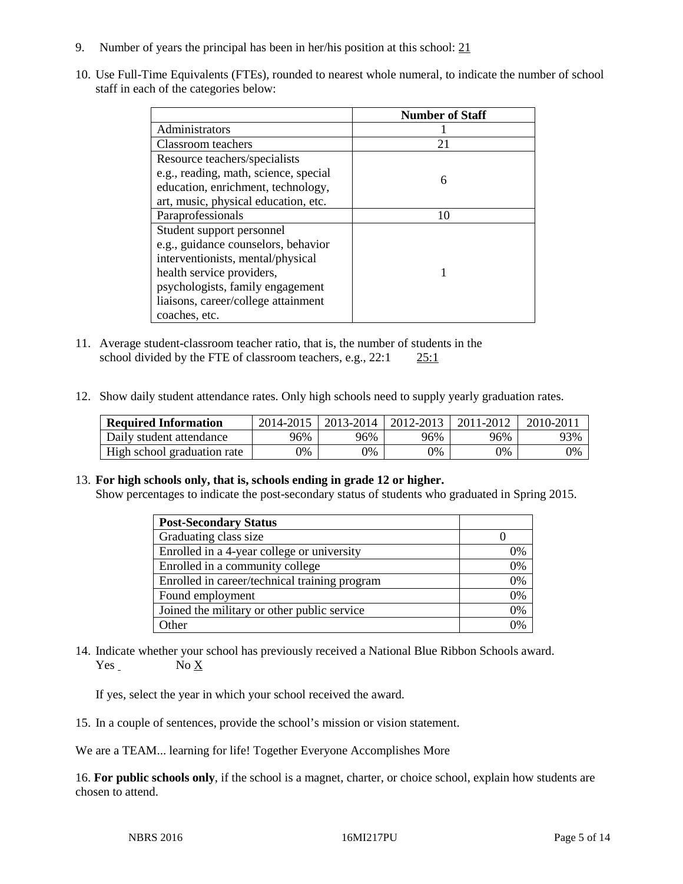9. Number of years the principal has been in her/his position at this school: 21

10. Use Full-Time Equivalents (FTEs), rounded to nearest whole numeral, to indicate the number of school staff in each of the categories below:

| | Number of Staff |
|---|---|
| Administrators | 1 |
| Classroom teachers | 21 |
| Resource teachers/specialists e.g., reading, math, science, special education, enrichment, technology, art, music, physical education, etc. | 6 |
| Paraprofessionals | 10 |
| Student support personnel e.g., guidance counselors, behavior interventionists, mental/physical health service providers, psychologists, family engagement liaisons, career/college attainment coaches, etc. | 1 |

11. Average student-classroom teacher ratio, that is, the number of students in the school divided by the FTE of classroom teachers, e.g., 22:1 25:1

12. Show daily student attendance rates. Only high schools need to supply yearly graduation rates.

| Required Information | 2014-2015 | 2013-2014 | 2012-2013 | 2011-2012 | 2010-2011 |
|---|---|---|---|---|---|
| Daily student attendance | 96% | 96% | 96% | 96% | 93% |
| High school graduation rate | 0% | 0% | 0% | 0% | 0% |

13. **For high schools only, that is, schools ending in grade 12 or higher.**
Show percentages to indicate the post-secondary status of students who graduated in Spring 2015.

| Post-Secondary Status | |
|---|---|
| Graduating class size | 0 |
| Enrolled in a 4-year college or university | 0% |
| Enrolled in a community college | 0% |
| Enrolled in career/technical training program | 0% |
| Found employment | 0% |
| Joined the military or other public service | 0% |
| Other | 0% |

14. Indicate whether your school has previously received a National Blue Ribbon Schools award.
Yes ___ No X

If yes, select the year in which your school received the award.

15. In a couple of sentences, provide the school's mission or vision statement.

We are a TEAM... learning for life! Together Everyone Accomplishes More

16. **For public schools only**, if the school is a magnet, charter, or choice school, explain how students are chosen to attend.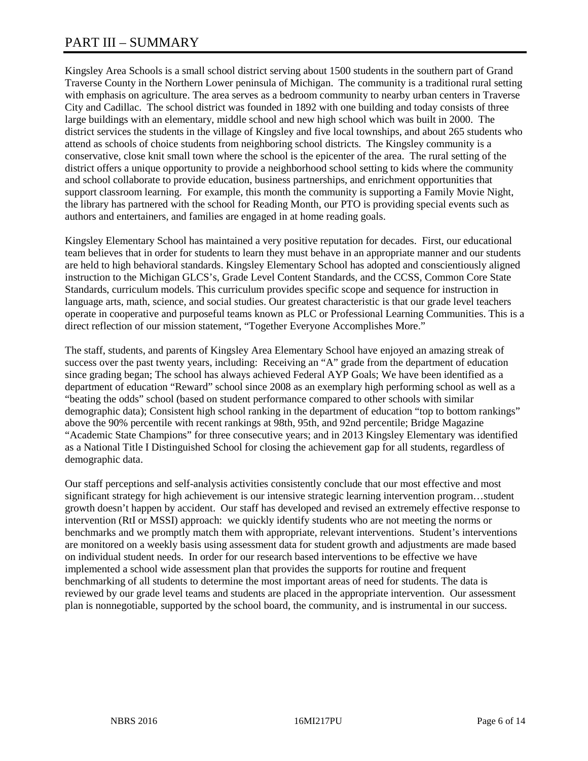# PART III – SUMMARY

Kingsley Area Schools is a small school district serving about 1500 students in the southern part of Grand Traverse County in the Northern Lower peninsula of Michigan. The community is a traditional rural setting with emphasis on agriculture. The area serves as a bedroom community to nearby urban centers in Traverse City and Cadillac. The school district was founded in 1892 with one building and today consists of three large buildings with an elementary, middle school and new high school which was built in 2000. The district services the students in the village of Kingsley and five local townships, and about 265 students who attend as schools of choice students from neighboring school districts. The Kingsley community is a conservative, close knit small town where the school is the epicenter of the area. The rural setting of the district offers a unique opportunity to provide a neighborhood school setting to kids where the community and school collaborate to provide education, business partnerships, and enrichment opportunities that support classroom learning. For example, this month the community is supporting a Family Movie Night, the library has partnered with the school for Reading Month, our PTO is providing special events such as authors and entertainers, and families are engaged in at home reading goals.

Kingsley Elementary School has maintained a very positive reputation for decades. First, our educational team believes that in order for students to learn they must behave in an appropriate manner and our students are held to high behavioral standards. Kingsley Elementary School has adopted and conscientiously aligned instruction to the Michigan GLCS's, Grade Level Content Standards, and the CCSS, Common Core State Standards, curriculum models. This curriculum provides specific scope and sequence for instruction in language arts, math, science, and social studies. Our greatest characteristic is that our grade level teachers operate in cooperative and purposeful teams known as PLC or Professional Learning Communities. This is a direct reflection of our mission statement, "Together Everyone Accomplishes More."

The staff, students, and parents of Kingsley Area Elementary School have enjoyed an amazing streak of success over the past twenty years, including: Receiving an "A" grade from the department of education since grading began; The school has always achieved Federal AYP Goals; We have been identified as a department of education "Reward" school since 2008 as an exemplary high performing school as well as a "beating the odds" school (based on student performance compared to other schools with similar demographic data); Consistent high school ranking in the department of education "top to bottom rankings" above the 90% percentile with recent rankings at 98th, 95th, and 92nd percentile; Bridge Magazine "Academic State Champions" for three consecutive years; and in 2013 Kingsley Elementary was identified as a National Title I Distinguished School for closing the achievement gap for all students, regardless of demographic data.

Our staff perceptions and self-analysis activities consistently conclude that our most effective and most significant strategy for high achievement is our intensive strategic learning intervention program…student growth doesn't happen by accident. Our staff has developed and revised an extremely effective response to intervention (RtI or MSSI) approach: we quickly identify students who are not meeting the norms or benchmarks and we promptly match them with appropriate, relevant interventions. Student's interventions are monitored on a weekly basis using assessment data for student growth and adjustments are made based on individual student needs. In order for our research based interventions to be effective we have implemented a school wide assessment plan that provides the supports for routine and frequent benchmarking of all students to determine the most important areas of need for students. The data is reviewed by our grade level teams and students are placed in the appropriate intervention. Our assessment plan is nonnegotiable, supported by the school board, the community, and is instrumental in our success.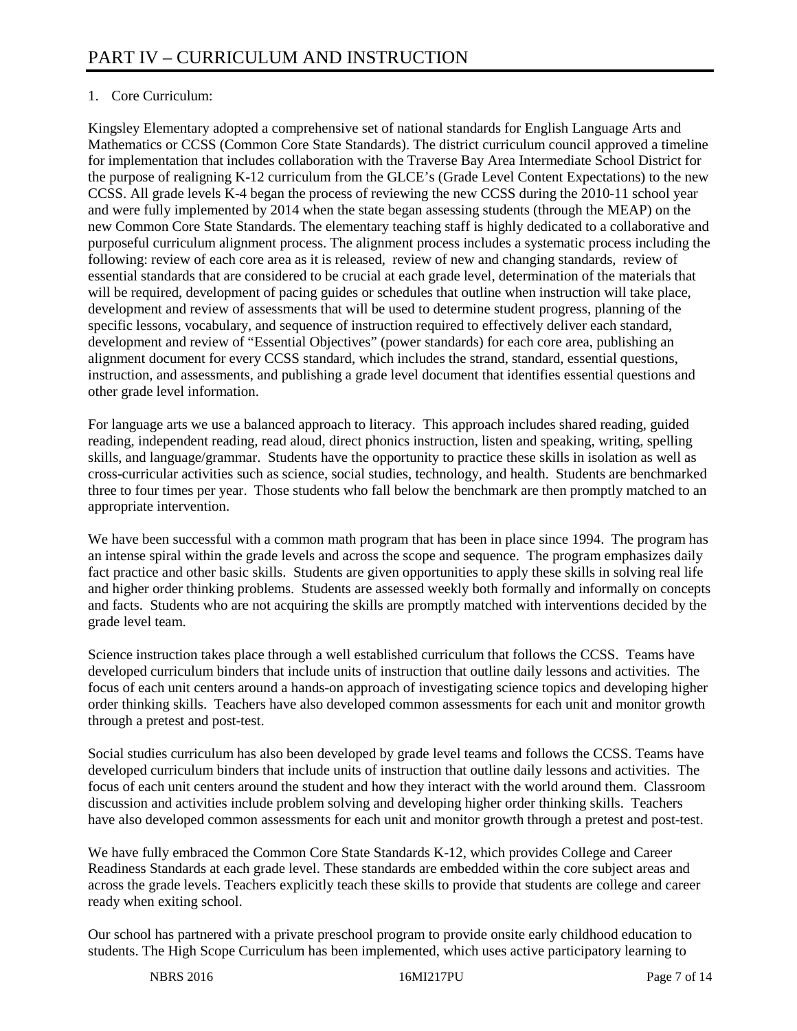# PART IV – CURRICULUM AND INSTRUCTION

1. Core Curriculum:

Kingsley Elementary adopted a comprehensive set of national standards for English Language Arts and Mathematics or CCSS (Common Core State Standards). The district curriculum council approved a timeline for implementation that includes collaboration with the Traverse Bay Area Intermediate School District for the purpose of realigning K-12 curriculum from the GLCE's (Grade Level Content Expectations) to the new CCSS. All grade levels K-4 began the process of reviewing the new CCSS during the 2010-11 school year and were fully implemented by 2014 when the state began assessing students (through the MEAP) on the new Common Core State Standards. The elementary teaching staff is highly dedicated to a collaborative and purposeful curriculum alignment process. The alignment process includes a systematic process including the following: review of each core area as it is released, review of new and changing standards, review of essential standards that are considered to be crucial at each grade level, determination of the materials that will be required, development of pacing guides or schedules that outline when instruction will take place, development and review of assessments that will be used to determine student progress, planning of the specific lessons, vocabulary, and sequence of instruction required to effectively deliver each standard, development and review of "Essential Objectives" (power standards) for each core area, publishing an alignment document for every CCSS standard, which includes the strand, standard, essential questions, instruction, and assessments, and publishing a grade level document that identifies essential questions and other grade level information.

For language arts we use a balanced approach to literacy. This approach includes shared reading, guided reading, independent reading, read aloud, direct phonics instruction, listen and speaking, writing, spelling skills, and language/grammar. Students have the opportunity to practice these skills in isolation as well as cross-curricular activities such as science, social studies, technology, and health. Students are benchmarked three to four times per year. Those students who fall below the benchmark are then promptly matched to an appropriate intervention.

We have been successful with a common math program that has been in place since 1994. The program has an intense spiral within the grade levels and across the scope and sequence. The program emphasizes daily fact practice and other basic skills. Students are given opportunities to apply these skills in solving real life and higher order thinking problems. Students are assessed weekly both formally and informally on concepts and facts. Students who are not acquiring the skills are promptly matched with interventions decided by the grade level team.

Science instruction takes place through a well established curriculum that follows the CCSS. Teams have developed curriculum binders that include units of instruction that outline daily lessons and activities. The focus of each unit centers around a hands-on approach of investigating science topics and developing higher order thinking skills. Teachers have also developed common assessments for each unit and monitor growth through a pretest and post-test.

Social studies curriculum has also been developed by grade level teams and follows the CCSS. Teams have developed curriculum binders that include units of instruction that outline daily lessons and activities. The focus of each unit centers around the student and how they interact with the world around them. Classroom discussion and activities include problem solving and developing higher order thinking skills. Teachers have also developed common assessments for each unit and monitor growth through a pretest and post-test.

We have fully embraced the Common Core State Standards K-12, which provides College and Career Readiness Standards at each grade level. These standards are embedded within the core subject areas and across the grade levels. Teachers explicitly teach these skills to provide that students are college and career ready when exiting school.

Our school has partnered with a private preschool program to provide onsite early childhood education to students. The High Scope Curriculum has been implemented, which uses active participatory learning to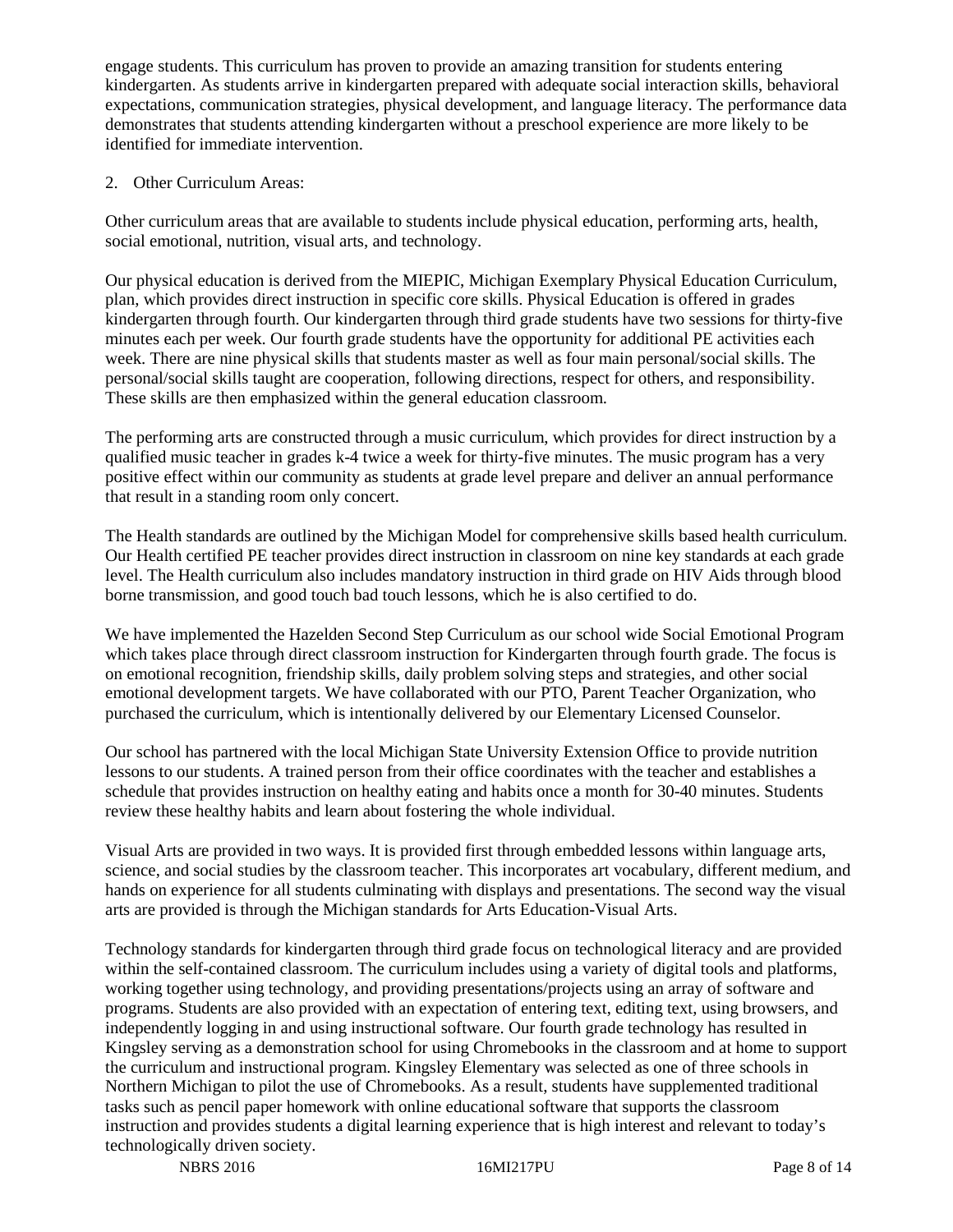engage students. This curriculum has proven to provide an amazing transition for students entering kindergarten. As students arrive in kindergarten prepared with adequate social interaction skills, behavioral expectations, communication strategies, physical development, and language literacy. The performance data demonstrates that students attending kindergarten without a preschool experience are more likely to be identified for immediate intervention.

2. Other Curriculum Areas:

Other curriculum areas that are available to students include physical education, performing arts, health, social emotional, nutrition, visual arts, and technology.

Our physical education is derived from the MIEPIC, Michigan Exemplary Physical Education Curriculum, plan, which provides direct instruction in specific core skills. Physical Education is offered in grades kindergarten through fourth. Our kindergarten through third grade students have two sessions for thirty-five minutes each per week. Our fourth grade students have the opportunity for additional PE activities each week. There are nine physical skills that students master as well as four main personal/social skills. The personal/social skills taught are cooperation, following directions, respect for others, and responsibility. These skills are then emphasized within the general education classroom.

The performing arts are constructed through a music curriculum, which provides for direct instruction by a qualified music teacher in grades k-4 twice a week for thirty-five minutes. The music program has a very positive effect within our community as students at grade level prepare and deliver an annual performance that result in a standing room only concert.

The Health standards are outlined by the Michigan Model for comprehensive skills based health curriculum. Our Health certified PE teacher provides direct instruction in classroom on nine key standards at each grade level. The Health curriculum also includes mandatory instruction in third grade on HIV Aids through blood borne transmission, and good touch bad touch lessons, which he is also certified to do.

We have implemented the Hazelden Second Step Curriculum as our school wide Social Emotional Program which takes place through direct classroom instruction for Kindergarten through fourth grade. The focus is on emotional recognition, friendship skills, daily problem solving steps and strategies, and other social emotional development targets. We have collaborated with our PTO, Parent Teacher Organization, who purchased the curriculum, which is intentionally delivered by our Elementary Licensed Counselor.

Our school has partnered with the local Michigan State University Extension Office to provide nutrition lessons to our students. A trained person from their office coordinates with the teacher and establishes a schedule that provides instruction on healthy eating and habits once a month for 30-40 minutes. Students review these healthy habits and learn about fostering the whole individual.

Visual Arts are provided in two ways. It is provided first through embedded lessons within language arts, science, and social studies by the classroom teacher. This incorporates art vocabulary, different medium, and hands on experience for all students culminating with displays and presentations. The second way the visual arts are provided is through the Michigan standards for Arts Education-Visual Arts.

Technology standards for kindergarten through third grade focus on technological literacy and are provided within the self-contained classroom. The curriculum includes using a variety of digital tools and platforms, working together using technology, and providing presentations/projects using an array of software and programs. Students are also provided with an expectation of entering text, editing text, using browsers, and independently logging in and using instructional software. Our fourth grade technology has resulted in Kingsley serving as a demonstration school for using Chromebooks in the classroom and at home to support the curriculum and instructional program. Kingsley Elementary was selected as one of three schools in Northern Michigan to pilot the use of Chromebooks. As a result, students have supplemented traditional tasks such as pencil paper homework with online educational software that supports the classroom instruction and provides students a digital learning experience that is high interest and relevant to today's technologically driven society.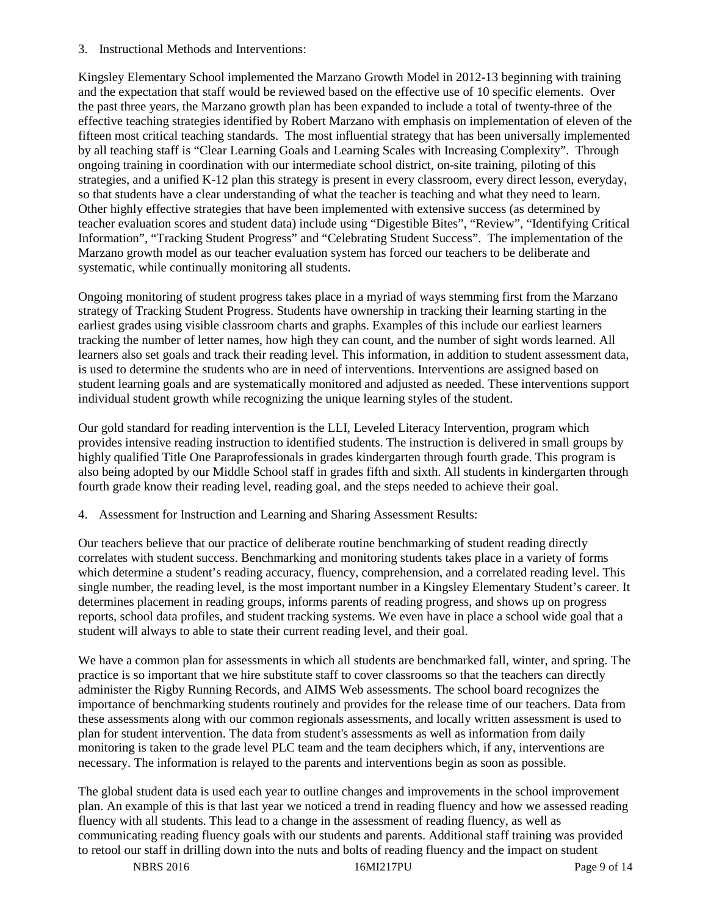3. Instructional Methods and Interventions:

Kingsley Elementary School implemented the Marzano Growth Model in 2012-13 beginning with training and the expectation that staff would be reviewed based on the effective use of 10 specific elements. Over the past three years, the Marzano growth plan has been expanded to include a total of twenty-three of the effective teaching strategies identified by Robert Marzano with emphasis on implementation of eleven of the fifteen most critical teaching standards. The most influential strategy that has been universally implemented by all teaching staff is "Clear Learning Goals and Learning Scales with Increasing Complexity". Through ongoing training in coordination with our intermediate school district, on-site training, piloting of this strategies, and a unified K-12 plan this strategy is present in every classroom, every direct lesson, everyday, so that students have a clear understanding of what the teacher is teaching and what they need to learn. Other highly effective strategies that have been implemented with extensive success (as determined by teacher evaluation scores and student data) include using "Digestible Bites", "Review", "Identifying Critical Information", "Tracking Student Progress" and "Celebrating Student Success". The implementation of the Marzano growth model as our teacher evaluation system has forced our teachers to be deliberate and systematic, while continually monitoring all students.

Ongoing monitoring of student progress takes place in a myriad of ways stemming first from the Marzano strategy of Tracking Student Progress. Students have ownership in tracking their learning starting in the earliest grades using visible classroom charts and graphs. Examples of this include our earliest learners tracking the number of letter names, how high they can count, and the number of sight words learned. All learners also set goals and track their reading level. This information, in addition to student assessment data, is used to determine the students who are in need of interventions. Interventions are assigned based on student learning goals and are systematically monitored and adjusted as needed. These interventions support individual student growth while recognizing the unique learning styles of the student.

Our gold standard for reading intervention is the LLI, Leveled Literacy Intervention, program which provides intensive reading instruction to identified students. The instruction is delivered in small groups by highly qualified Title One Paraprofessionals in grades kindergarten through fourth grade. This program is also being adopted by our Middle School staff in grades fifth and sixth. All students in kindergarten through fourth grade know their reading level, reading goal, and the steps needed to achieve their goal.

4. Assessment for Instruction and Learning and Sharing Assessment Results:

Our teachers believe that our practice of deliberate routine benchmarking of student reading directly correlates with student success. Benchmarking and monitoring students takes place in a variety of forms which determine a student's reading accuracy, fluency, comprehension, and a correlated reading level. This single number, the reading level, is the most important number in a Kingsley Elementary Student's career. It determines placement in reading groups, informs parents of reading progress, and shows up on progress reports, school data profiles, and student tracking systems. We even have in place a school wide goal that a student will always to able to state their current reading level, and their goal.

We have a common plan for assessments in which all students are benchmarked fall, winter, and spring. The practice is so important that we hire substitute staff to cover classrooms so that the teachers can directly administer the Rigby Running Records, and AIMS Web assessments. The school board recognizes the importance of benchmarking students routinely and provides for the release time of our teachers. Data from these assessments along with our common regionals assessments, and locally written assessment is used to plan for student intervention. The data from student's assessments as well as information from daily monitoring is taken to the grade level PLC team and the team deciphers which, if any, interventions are necessary. The information is relayed to the parents and interventions begin as soon as possible.

The global student data is used each year to outline changes and improvements in the school improvement plan. An example of this is that last year we noticed a trend in reading fluency and how we assessed reading fluency with all students. This lead to a change in the assessment of reading fluency, as well as communicating reading fluency goals with our students and parents. Additional staff training was provided to retool our staff in drilling down into the nuts and bolts of reading fluency and the impact on student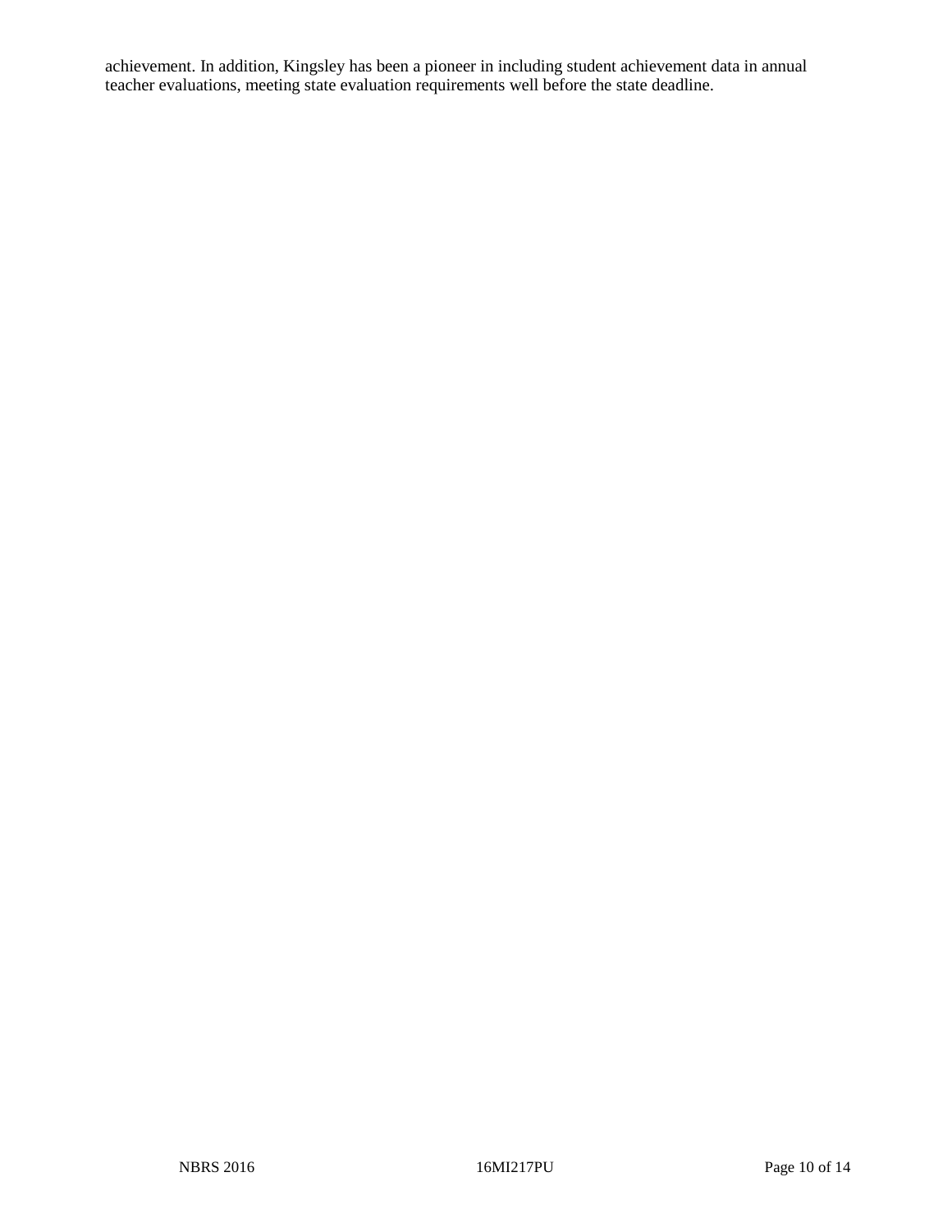achievement. In addition, Kingsley has been a pioneer in including student achievement data in annual teacher evaluations, meeting state evaluation requirements well before the state deadline.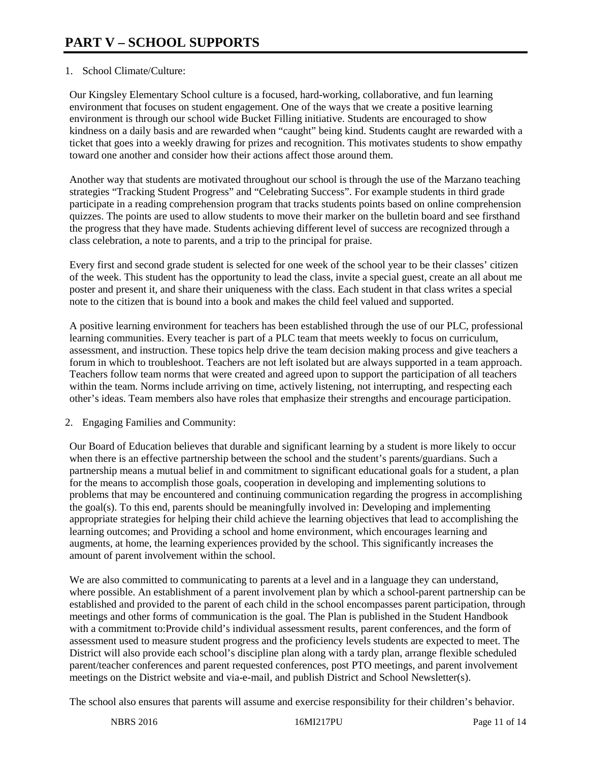# PART V – SCHOOL SUPPORTS

1. School Climate/Culture:

Our Kingsley Elementary School culture is a focused, hard-working, collaborative, and fun learning environment that focuses on student engagement. One of the ways that we create a positive learning environment is through our school wide Bucket Filling initiative. Students are encouraged to show kindness on a daily basis and are rewarded when "caught" being kind. Students caught are rewarded with a ticket that goes into a weekly drawing for prizes and recognition. This motivates students to show empathy toward one another and consider how their actions affect those around them.

Another way that students are motivated throughout our school is through the use of the Marzano teaching strategies "Tracking Student Progress" and "Celebrating Success". For example students in third grade participate in a reading comprehension program that tracks students points based on online comprehension quizzes. The points are used to allow students to move their marker on the bulletin board and see firsthand the progress that they have made. Students achieving different level of success are recognized through a class celebration, a note to parents, and a trip to the principal for praise.

Every first and second grade student is selected for one week of the school year to be their classes' citizen of the week. This student has the opportunity to lead the class, invite a special guest, create an all about me poster and present it, and share their uniqueness with the class. Each student in that class writes a special note to the citizen that is bound into a book and makes the child feel valued and supported.

A positive learning environment for teachers has been established through the use of our PLC, professional learning communities. Every teacher is part of a PLC team that meets weekly to focus on curriculum, assessment, and instruction. These topics help drive the team decision making process and give teachers a forum in which to troubleshoot. Teachers are not left isolated but are always supported in a team approach. Teachers follow team norms that were created and agreed upon to support the participation of all teachers within the team. Norms include arriving on time, actively listening, not interrupting, and respecting each other's ideas. Team members also have roles that emphasize their strengths and encourage participation.

2. Engaging Families and Community:

Our Board of Education believes that durable and significant learning by a student is more likely to occur when there is an effective partnership between the school and the student's parents/guardians. Such a partnership means a mutual belief in and commitment to significant educational goals for a student, a plan for the means to accomplish those goals, cooperation in developing and implementing solutions to problems that may be encountered and continuing communication regarding the progress in accomplishing the goal(s). To this end, parents should be meaningfully involved in: Developing and implementing appropriate strategies for helping their child achieve the learning objectives that lead to accomplishing the learning outcomes; and Providing a school and home environment, which encourages learning and augments, at home, the learning experiences provided by the school. This significantly increases the amount of parent involvement within the school.

We are also committed to communicating to parents at a level and in a language they can understand, where possible. An establishment of a parent involvement plan by which a school-parent partnership can be established and provided to the parent of each child in the school encompasses parent participation, through meetings and other forms of communication is the goal. The Plan is published in the Student Handbook with a commitment to:Provide child's individual assessment results, parent conferences, and the form of assessment used to measure student progress and the proficiency levels students are expected to meet. The District will also provide each school's discipline plan along with a tardy plan, arrange flexible scheduled parent/teacher conferences and parent requested conferences, post PTO meetings, and parent involvement meetings on the District website and via-e-mail, and publish District and School Newsletter(s).

The school also ensures that parents will assume and exercise responsibility for their children's behavior.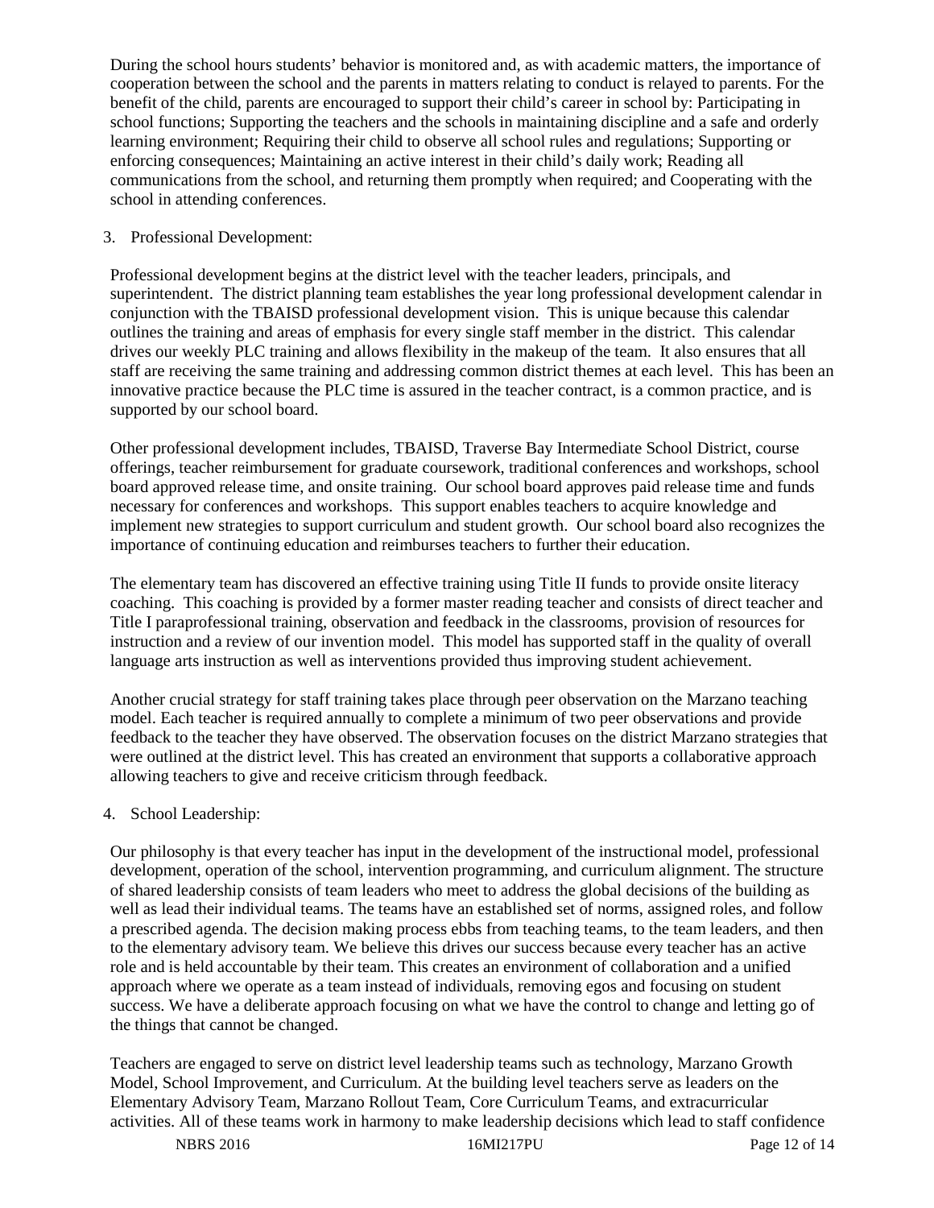During the school hours students' behavior is monitored and, as with academic matters, the importance of cooperation between the school and the parents in matters relating to conduct is relayed to parents. For the benefit of the child, parents are encouraged to support their child's career in school by: Participating in school functions; Supporting the teachers and the schools in maintaining discipline and a safe and orderly learning environment; Requiring their child to observe all school rules and regulations; Supporting or enforcing consequences; Maintaining an active interest in their child's daily work; Reading all communications from the school, and returning them promptly when required; and Cooperating with the school in attending conferences.

3. Professional Development:

Professional development begins at the district level with the teacher leaders, principals, and superintendent. The district planning team establishes the year long professional development calendar in conjunction with the TBAISD professional development vision. This is unique because this calendar outlines the training and areas of emphasis for every single staff member in the district. This calendar drives our weekly PLC training and allows flexibility in the makeup of the team. It also ensures that all staff are receiving the same training and addressing common district themes at each level. This has been an innovative practice because the PLC time is assured in the teacher contract, is a common practice, and is supported by our school board.

Other professional development includes, TBAISD, Traverse Bay Intermediate School District, course offerings, teacher reimbursement for graduate coursework, traditional conferences and workshops, school board approved release time, and onsite training. Our school board approves paid release time and funds necessary for conferences and workshops. This support enables teachers to acquire knowledge and implement new strategies to support curriculum and student growth. Our school board also recognizes the importance of continuing education and reimburses teachers to further their education.

The elementary team has discovered an effective training using Title II funds to provide onsite literacy coaching. This coaching is provided by a former master reading teacher and consists of direct teacher and Title I paraprofessional training, observation and feedback in the classrooms, provision of resources for instruction and a review of our invention model. This model has supported staff in the quality of overall language arts instruction as well as interventions provided thus improving student achievement.

Another crucial strategy for staff training takes place through peer observation on the Marzano teaching model. Each teacher is required annually to complete a minimum of two peer observations and provide feedback to the teacher they have observed. The observation focuses on the district Marzano strategies that were outlined at the district level. This has created an environment that supports a collaborative approach allowing teachers to give and receive criticism through feedback.

4. School Leadership:

Our philosophy is that every teacher has input in the development of the instructional model, professional development, operation of the school, intervention programming, and curriculum alignment. The structure of shared leadership consists of team leaders who meet to address the global decisions of the building as well as lead their individual teams. The teams have an established set of norms, assigned roles, and follow a prescribed agenda. The decision making process ebbs from teaching teams, to the team leaders, and then to the elementary advisory team. We believe this drives our success because every teacher has an active role and is held accountable by their team. This creates an environment of collaboration and a unified approach where we operate as a team instead of individuals, removing egos and focusing on student success. We have a deliberate approach focusing on what we have the control to change and letting go of the things that cannot be changed.

Teachers are engaged to serve on district level leadership teams such as technology, Marzano Growth Model, School Improvement, and Curriculum. At the building level teachers serve as leaders on the Elementary Advisory Team, Marzano Rollout Team, Core Curriculum Teams, and extracurricular activities. All of these teams work in harmony to make leadership decisions which lead to staff confidence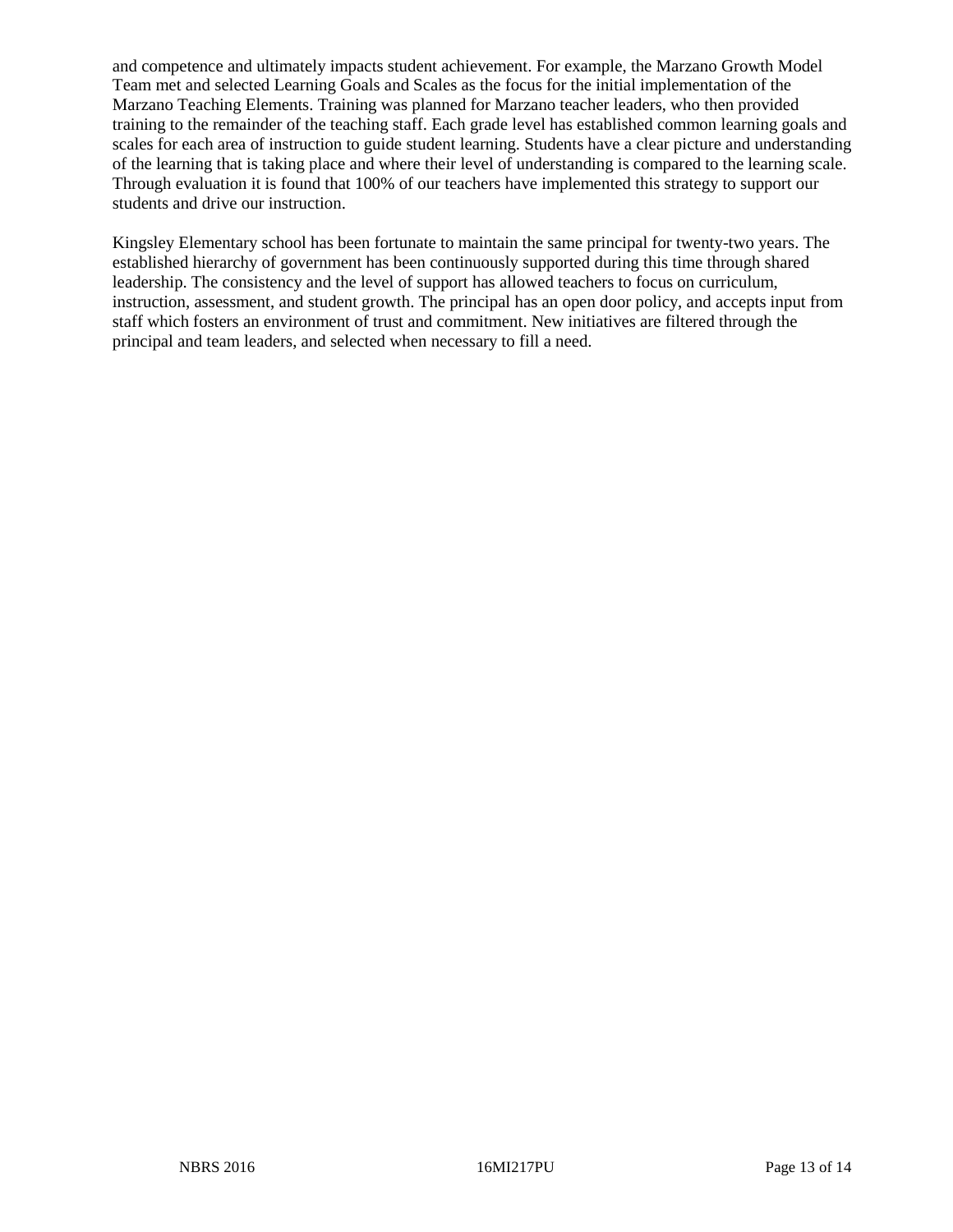and competence and ultimately impacts student achievement. For example, the Marzano Growth Model Team met and selected Learning Goals and Scales as the focus for the initial implementation of the Marzano Teaching Elements. Training was planned for Marzano teacher leaders, who then provided training to the remainder of the teaching staff. Each grade level has established common learning goals and scales for each area of instruction to guide student learning. Students have a clear picture and understanding of the learning that is taking place and where their level of understanding is compared to the learning scale. Through evaluation it is found that 100% of our teachers have implemented this strategy to support our students and drive our instruction.

Kingsley Elementary school has been fortunate to maintain the same principal for twenty-two years. The established hierarchy of government has been continuously supported during this time through shared leadership. The consistency and the level of support has allowed teachers to focus on curriculum, instruction, assessment, and student growth. The principal has an open door policy, and accepts input from staff which fosters an environment of trust and commitment. New initiatives are filtered through the principal and team leaders, and selected when necessary to fill a need.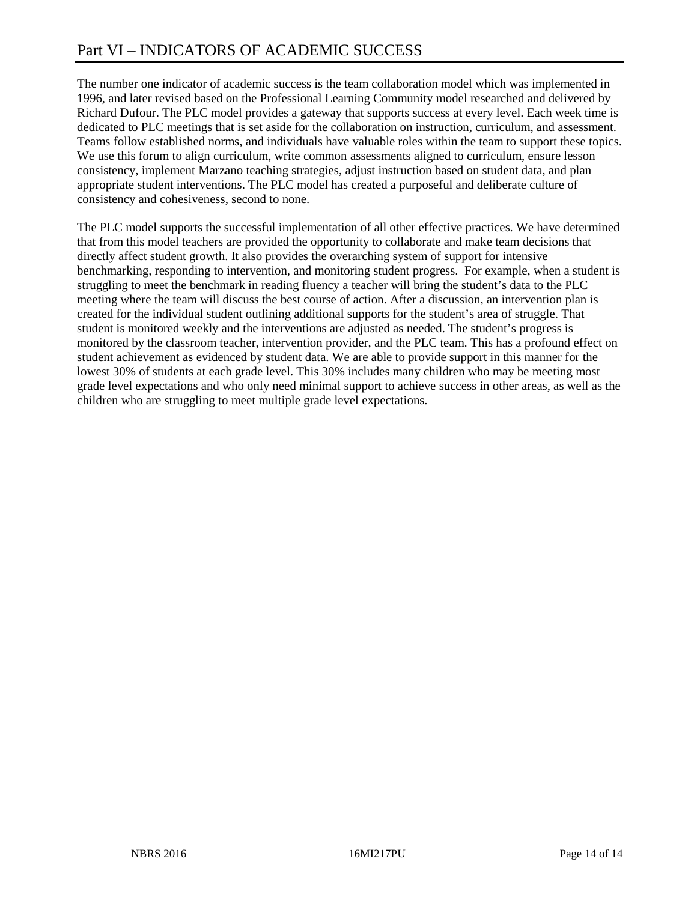# Part VI – INDICATORS OF ACADEMIC SUCCESS

The number one indicator of academic success is the team collaboration model which was implemented in 1996, and later revised based on the Professional Learning Community model researched and delivered by Richard Dufour. The PLC model provides a gateway that supports success at every level. Each week time is dedicated to PLC meetings that is set aside for the collaboration on instruction, curriculum, and assessment. Teams follow established norms, and individuals have valuable roles within the team to support these topics. We use this forum to align curriculum, write common assessments aligned to curriculum, ensure lesson consistency, implement Marzano teaching strategies, adjust instruction based on student data, and plan appropriate student interventions. The PLC model has created a purposeful and deliberate culture of consistency and cohesiveness, second to none.

The PLC model supports the successful implementation of all other effective practices. We have determined that from this model teachers are provided the opportunity to collaborate and make team decisions that directly affect student growth. It also provides the overarching system of support for intensive benchmarking, responding to intervention, and monitoring student progress. For example, when a student is struggling to meet the benchmark in reading fluency a teacher will bring the student's data to the PLC meeting where the team will discuss the best course of action. After a discussion, an intervention plan is created for the individual student outlining additional supports for the student's area of struggle. That student is monitored weekly and the interventions are adjusted as needed. The student's progress is monitored by the classroom teacher, intervention provider, and the PLC team. This has a profound effect on student achievement as evidenced by student data. We are able to provide support in this manner for the lowest 30% of students at each grade level. This 30% includes many children who may be meeting most grade level expectations and who only need minimal support to achieve success in other areas, as well as the children who are struggling to meet multiple grade level expectations.